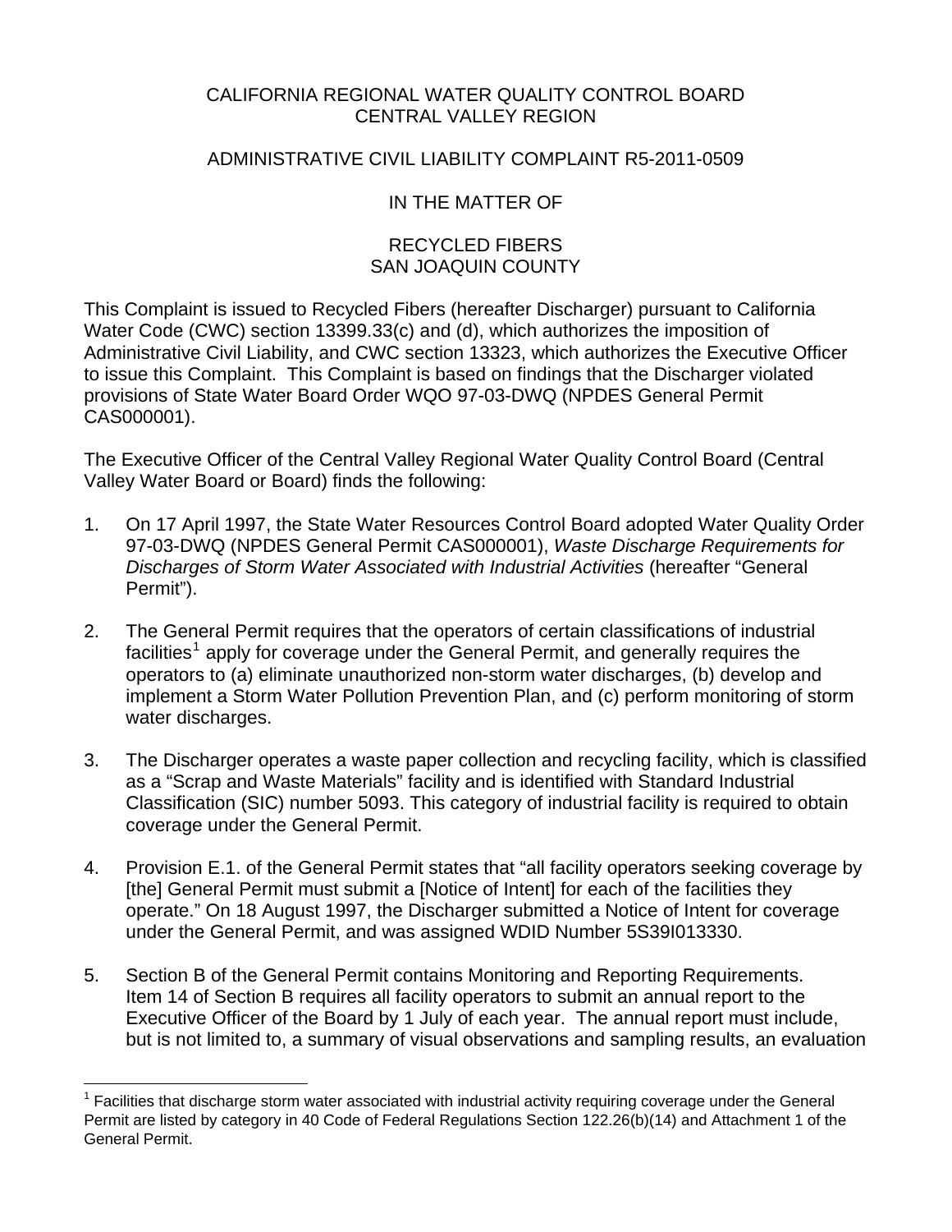CALIFORNIA REGIONAL WATER QUALITY CONTROL BOARD
CENTRAL VALLEY REGION

ADMINISTRATIVE CIVIL LIABILITY COMPLAINT R5-2011-0509

IN THE MATTER OF

RECYCLED FIBERS
SAN JOAQUIN COUNTY

This Complaint is issued to Recycled Fibers (hereafter Discharger) pursuant to California Water Code (CWC) section 13399.33(c) and (d), which authorizes the imposition of Administrative Civil Liability, and CWC section 13323, which authorizes the Executive Officer to issue this Complaint. This Complaint is based on findings that the Discharger violated provisions of State Water Board Order WQO 97-03-DWQ (NPDES General Permit CAS000001).

The Executive Officer of the Central Valley Regional Water Quality Control Board (Central Valley Water Board or Board) finds the following:

1. On 17 April 1997, the State Water Resources Control Board adopted Water Quality Order 97-03-DWQ (NPDES General Permit CAS000001), *Waste Discharge Requirements for Discharges of Storm Water Associated with Industrial Activities* (hereafter "General Permit").

2. The General Permit requires that the operators of certain classifications of industrial facilities[1] apply for coverage under the General Permit, and generally requires the operators to (a) eliminate unauthorized non-storm water discharges, (b) develop and implement a Storm Water Pollution Prevention Plan, and (c) perform monitoring of storm water discharges.

3. The Discharger operates a waste paper collection and recycling facility, which is classified as a "Scrap and Waste Materials" facility and is identified with Standard Industrial Classification (SIC) number 5093. This category of industrial facility is required to obtain coverage under the General Permit.

4. Provision E.1. of the General Permit states that "all facility operators seeking coverage by [the] General Permit must submit a [Notice of Intent] for each of the facilities they operate." On 18 August 1997, the Discharger submitted a Notice of Intent for coverage under the General Permit, and was assigned WDID Number 5S39I013330.

5. Section B of the General Permit contains Monitoring and Reporting Requirements. Item 14 of Section B requires all facility operators to submit an annual report to the Executive Officer of the Board by 1 July of each year. The annual report must include, but is not limited to, a summary of visual observations and sampling results, an evaluation

[1] Facilities that discharge storm water associated with industrial activity requiring coverage under the General Permit are listed by category in 40 Code of Federal Regulations Section 122.26(b)(14) and Attachment 1 of the General Permit.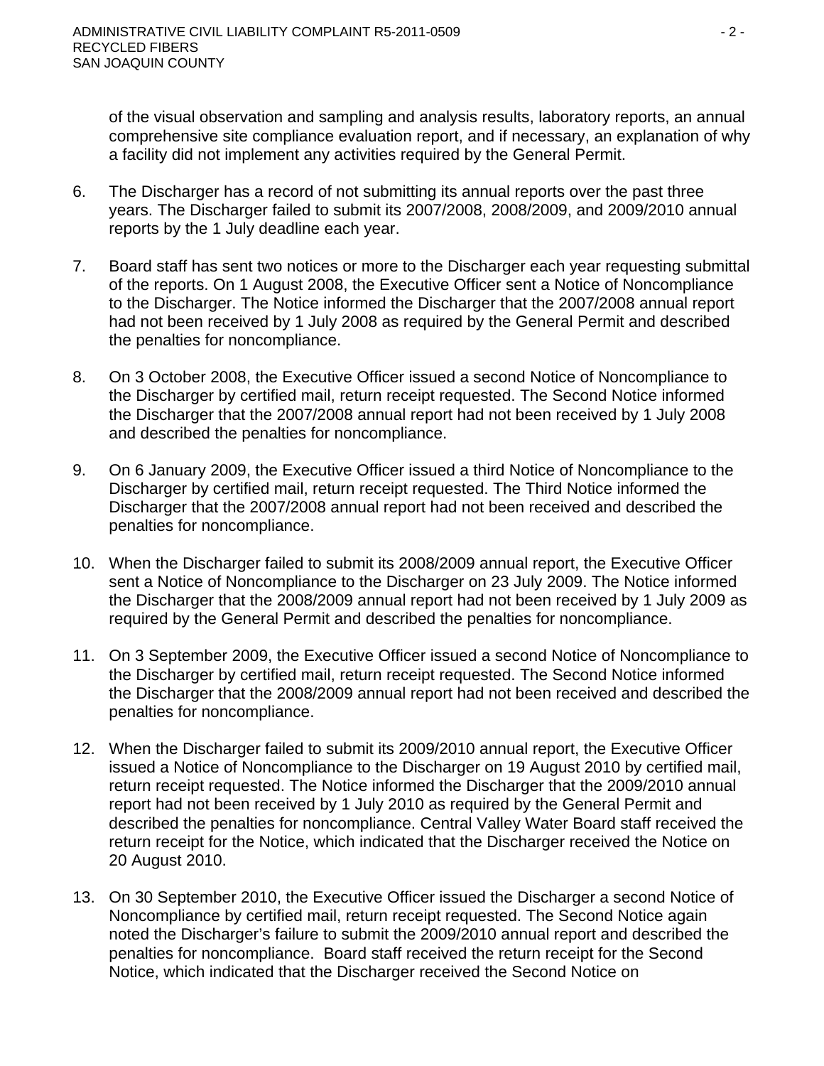of the visual observation and sampling and analysis results, laboratory reports, an annual comprehensive site compliance evaluation report, and if necessary, an explanation of why a facility did not implement any activities required by the General Permit.

6. The Discharger has a record of not submitting its annual reports over the past three years. The Discharger failed to submit its 2007/2008, 2008/2009, and 2009/2010 annual reports by the 1 July deadline each year.

7. Board staff has sent two notices or more to the Discharger each year requesting submittal of the reports. On 1 August 2008, the Executive Officer sent a Notice of Noncompliance to the Discharger. The Notice informed the Discharger that the 2007/2008 annual report had not been received by 1 July 2008 as required by the General Permit and described the penalties for noncompliance.

8. On 3 October 2008, the Executive Officer issued a second Notice of Noncompliance to the Discharger by certified mail, return receipt requested. The Second Notice informed the Discharger that the 2007/2008 annual report had not been received by 1 July 2008 and described the penalties for noncompliance.

9. On 6 January 2009, the Executive Officer issued a third Notice of Noncompliance to the Discharger by certified mail, return receipt requested. The Third Notice informed the Discharger that the 2007/2008 annual report had not been received and described the penalties for noncompliance.

10. When the Discharger failed to submit its 2008/2009 annual report, the Executive Officer sent a Notice of Noncompliance to the Discharger on 23 July 2009. The Notice informed the Discharger that the 2008/2009 annual report had not been received by 1 July 2009 as required by the General Permit and described the penalties for noncompliance.

11. On 3 September 2009, the Executive Officer issued a second Notice of Noncompliance to the Discharger by certified mail, return receipt requested. The Second Notice informed the Discharger that the 2008/2009 annual report had not been received and described the penalties for noncompliance.

12. When the Discharger failed to submit its 2009/2010 annual report, the Executive Officer issued a Notice of Noncompliance to the Discharger on 19 August 2010 by certified mail, return receipt requested. The Notice informed the Discharger that the 2009/2010 annual report had not been received by 1 July 2010 as required by the General Permit and described the penalties for noncompliance. Central Valley Water Board staff received the return receipt for the Notice, which indicated that the Discharger received the Notice on 20 August 2010.

13. On 30 September 2010, the Executive Officer issued the Discharger a second Notice of Noncompliance by certified mail, return receipt requested. The Second Notice again noted the Discharger's failure to submit the 2009/2010 annual report and described the penalties for noncompliance. Board staff received the return receipt for the Second Notice, which indicated that the Discharger received the Second Notice on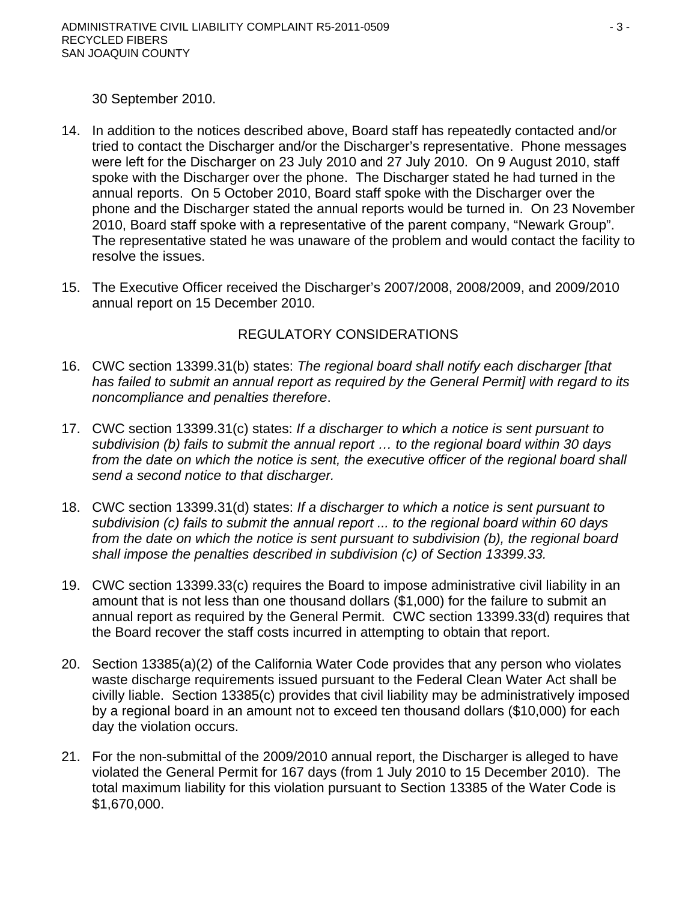30 September 2010.

14. In addition to the notices described above, Board staff has repeatedly contacted and/or tried to contact the Discharger and/or the Discharger's representative. Phone messages were left for the Discharger on 23 July 2010 and 27 July 2010. On 9 August 2010, staff spoke with the Discharger over the phone. The Discharger stated he had turned in the annual reports. On 5 October 2010, Board staff spoke with the Discharger over the phone and the Discharger stated the annual reports would be turned in. On 23 November 2010, Board staff spoke with a representative of the parent company, "Newark Group". The representative stated he was unaware of the problem and would contact the facility to resolve the issues.

15. The Executive Officer received the Discharger's 2007/2008, 2008/2009, and 2009/2010 annual report on 15 December 2010.

## REGULATORY CONSIDERATIONS

16. CWC section 13399.31(b) states: *The regional board shall notify each discharger [that has failed to submit an annual report as required by the General Permit] with regard to its noncompliance and penalties therefore*.

17. CWC section 13399.31(c) states: *If a discharger to which a notice is sent pursuant to subdivision (b) fails to submit the annual report … to the regional board within 30 days from the date on which the notice is sent, the executive officer of the regional board shall send a second notice to that discharger.*

18. CWC section 13399.31(d) states: *If a discharger to which a notice is sent pursuant to subdivision (c) fails to submit the annual report ... to the regional board within 60 days from the date on which the notice is sent pursuant to subdivision (b), the regional board shall impose the penalties described in subdivision (c) of Section 13399.33.*

19. CWC section 13399.33(c) requires the Board to impose administrative civil liability in an amount that is not less than one thousand dollars ($1,000) for the failure to submit an annual report as required by the General Permit. CWC section 13399.33(d) requires that the Board recover the staff costs incurred in attempting to obtain that report.

20. Section 13385(a)(2) of the California Water Code provides that any person who violates waste discharge requirements issued pursuant to the Federal Clean Water Act shall be civilly liable. Section 13385(c) provides that civil liability may be administratively imposed by a regional board in an amount not to exceed ten thousand dollars ($10,000) for each day the violation occurs.

21. For the non-submittal of the 2009/2010 annual report, the Discharger is alleged to have violated the General Permit for 167 days (from 1 July 2010 to 15 December 2010). The total maximum liability for this violation pursuant to Section 13385 of the Water Code is $1,670,000.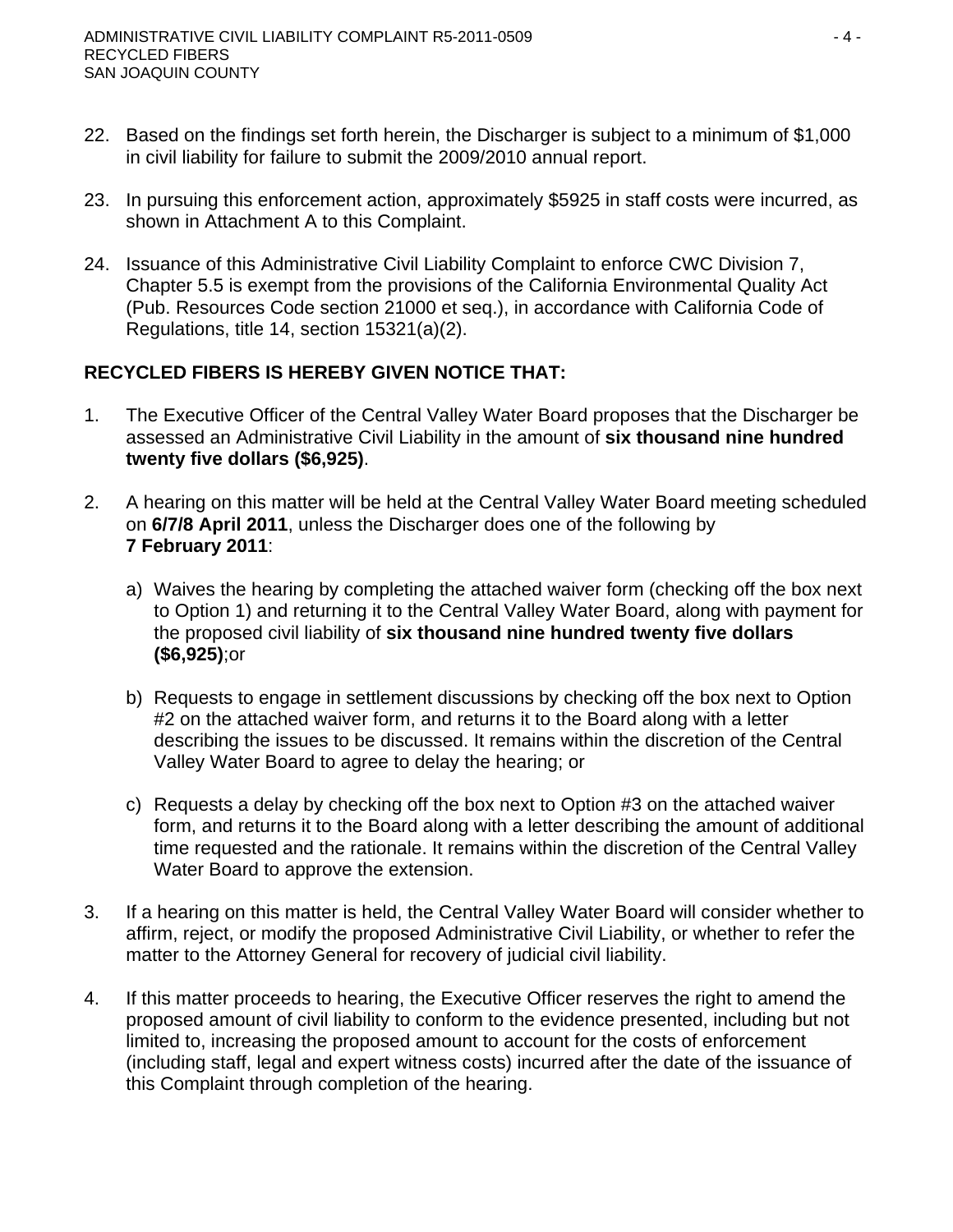22. Based on the findings set forth herein, the Discharger is subject to a minimum of $1,000 in civil liability for failure to submit the 2009/2010 annual report.

23. In pursuing this enforcement action, approximately $5925 in staff costs were incurred, as shown in Attachment A to this Complaint.

24. Issuance of this Administrative Civil Liability Complaint to enforce CWC Division 7, Chapter 5.5 is exempt from the provisions of the California Environmental Quality Act (Pub. Resources Code section 21000 et seq.), in accordance with California Code of Regulations, title 14, section 15321(a)(2).

**RECYCLED FIBERS IS HEREBY GIVEN NOTICE THAT:**

1. The Executive Officer of the Central Valley Water Board proposes that the Discharger be assessed an Administrative Civil Liability in the amount of **six thousand nine hundred twenty five dollars ($6,925)**.

2. A hearing on this matter will be held at the Central Valley Water Board meeting scheduled on **6/7/8 April 2011**, unless the Discharger does one of the following by **7 February 2011**:

   a) Waives the hearing by completing the attached waiver form (checking off the box next to Option 1) and returning it to the Central Valley Water Board, along with payment for the proposed civil liability of **six thousand nine hundred twenty five dollars ($6,925)**;or

   b) Requests to engage in settlement discussions by checking off the box next to Option #2 on the attached waiver form, and returns it to the Board along with a letter describing the issues to be discussed. It remains within the discretion of the Central Valley Water Board to agree to delay the hearing; or

   c) Requests a delay by checking off the box next to Option #3 on the attached waiver form, and returns it to the Board along with a letter describing the amount of additional time requested and the rationale. It remains within the discretion of the Central Valley Water Board to approve the extension.

3. If a hearing on this matter is held, the Central Valley Water Board will consider whether to affirm, reject, or modify the proposed Administrative Civil Liability, or whether to refer the matter to the Attorney General for recovery of judicial civil liability.

4. If this matter proceeds to hearing, the Executive Officer reserves the right to amend the proposed amount of civil liability to conform to the evidence presented, including but not limited to, increasing the proposed amount to account for the costs of enforcement (including staff, legal and expert witness costs) incurred after the date of the issuance of this Complaint through completion of the hearing.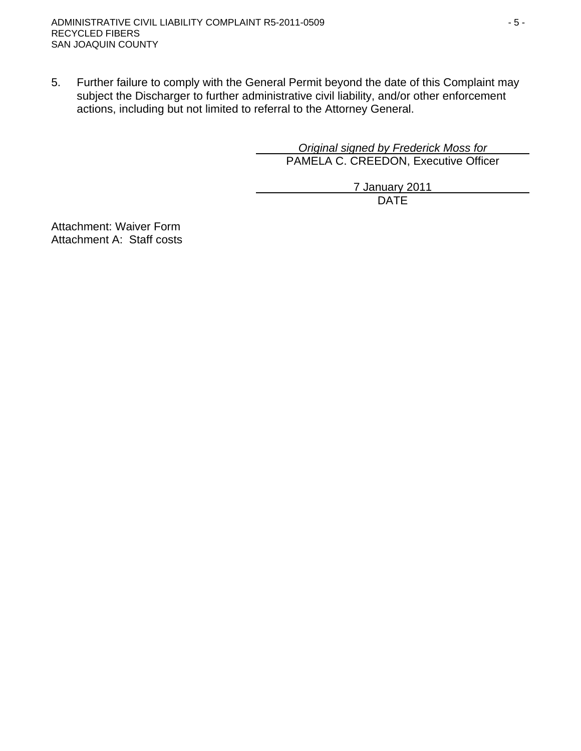5. Further failure to comply with the General Permit beyond the date of this Complaint may subject the Discharger to further administrative civil liability, and/or other enforcement actions, including but not limited to referral to the Attorney General.

*Original signed by Frederick Moss for*
PAMELA C. CREEDON, Executive Officer

7 January 2011
DATE

Attachment: Waiver Form
Attachment A: Staff costs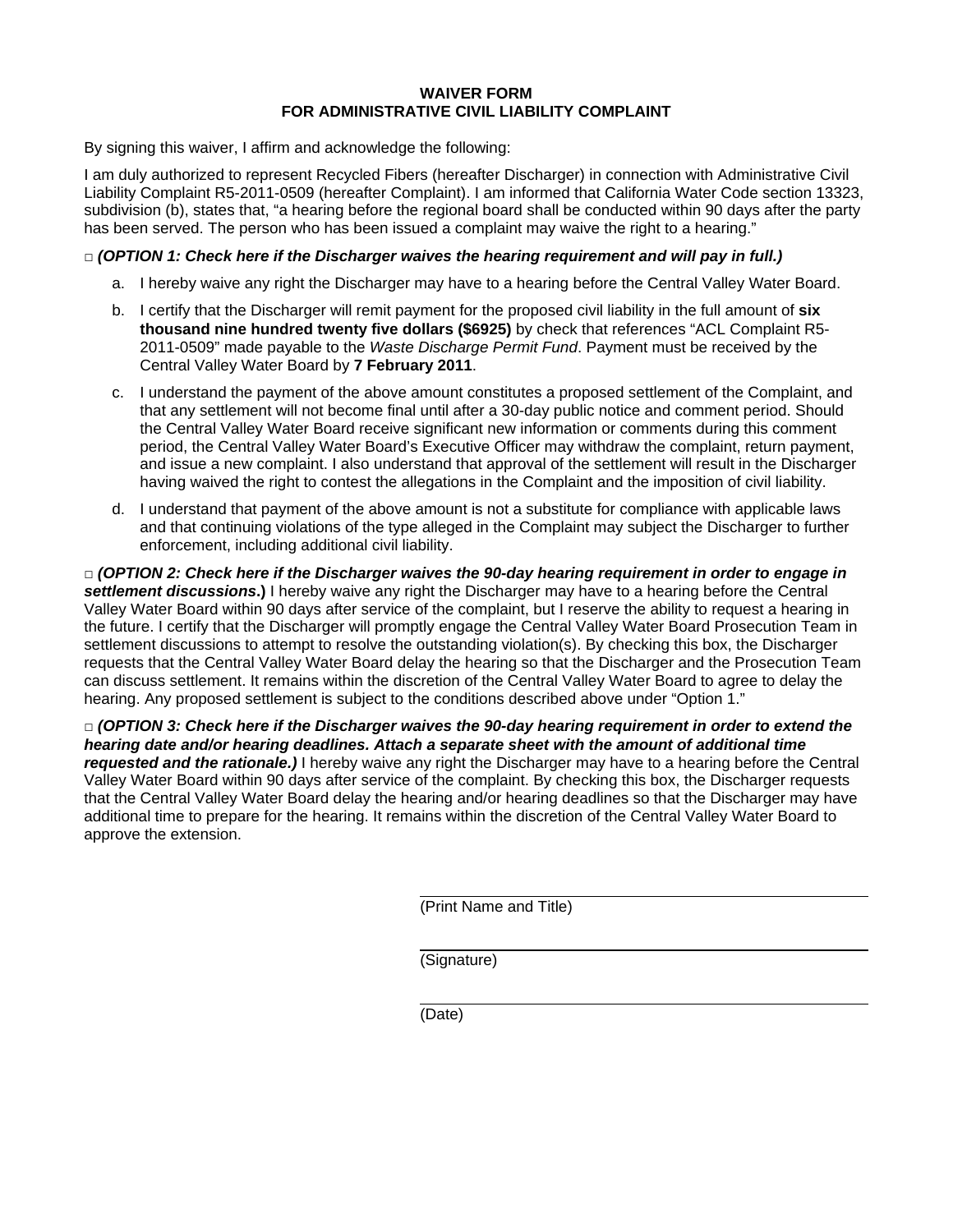# WAIVER FORM
## FOR ADMINISTRATIVE CIVIL LIABILITY COMPLAINT

By signing this waiver, I affirm and acknowledge the following:

I am duly authorized to represent Recycled Fibers (hereafter Discharger) in connection with Administrative Civil Liability Complaint R5-2011-0509 (hereafter Complaint). I am informed that California Water Code section 13323, subdivision (b), states that, "a hearing before the regional board shall be conducted within 90 days after the party has been served. The person who has been issued a complaint may waive the right to a hearing."

□ ***(OPTION 1: Check here if the Discharger waives the hearing requirement and will pay in full.)***

a. I hereby waive any right the Discharger may have to a hearing before the Central Valley Water Board.

b. I certify that the Discharger will remit payment for the proposed civil liability in the full amount of **six thousand nine hundred twenty five dollars ($6925)** by check that references "ACL Complaint R5-2011-0509" made payable to the *Waste Discharge Permit Fund*. Payment must be received by the Central Valley Water Board by **7 February 2011**.

c. I understand the payment of the above amount constitutes a proposed settlement of the Complaint, and that any settlement will not become final until after a 30-day public notice and comment period. Should the Central Valley Water Board receive significant new information or comments during this comment period, the Central Valley Water Board's Executive Officer may withdraw the complaint, return payment, and issue a new complaint. I also understand that approval of the settlement will result in the Discharger having waived the right to contest the allegations in the Complaint and the imposition of civil liability.

d. I understand that payment of the above amount is not a substitute for compliance with applicable laws and that continuing violations of the type alleged in the Complaint may subject the Discharger to further enforcement, including additional civil liability.

□ ***(OPTION 2: Check here if the Discharger waives the 90-day hearing requirement in order to engage in settlement discussions.)*** I hereby waive any right the Discharger may have to a hearing before the Central Valley Water Board within 90 days after service of the complaint, but I reserve the ability to request a hearing in the future. I certify that the Discharger will promptly engage the Central Valley Water Board Prosecution Team in settlement discussions to attempt to resolve the outstanding violation(s). By checking this box, the Discharger requests that the Central Valley Water Board delay the hearing so that the Discharger and the Prosecution Team can discuss settlement. It remains within the discretion of the Central Valley Water Board to agree to delay the hearing. Any proposed settlement is subject to the conditions described above under "Option 1."

□ ***(OPTION 3: Check here if the Discharger waives the 90-day hearing requirement in order to extend the hearing date and/or hearing deadlines. Attach a separate sheet with the amount of additional time requested and the rationale.)*** I hereby waive any right the Discharger may have to a hearing before the Central Valley Water Board within 90 days after service of the complaint. By checking this box, the Discharger requests that the Central Valley Water Board delay the hearing and/or hearing deadlines so that the Discharger may have additional time to prepare for the hearing. It remains within the discretion of the Central Valley Water Board to approve the extension.

\_\_\_\_\_\_\_\_\_\_\_\_\_\_\_\_\_\_\_\_\_\_\_\_\_\_\_\_\_\_\_\_
(Print Name and Title)

\_\_\_\_\_\_\_\_\_\_\_\_\_\_\_\_\_\_\_\_\_\_\_\_\_\_\_\_\_\_\_\_
(Signature)

\_\_\_\_\_\_\_\_\_\_\_\_\_\_\_\_\_\_\_\_\_\_\_\_\_\_\_\_\_\_\_\_
(Date)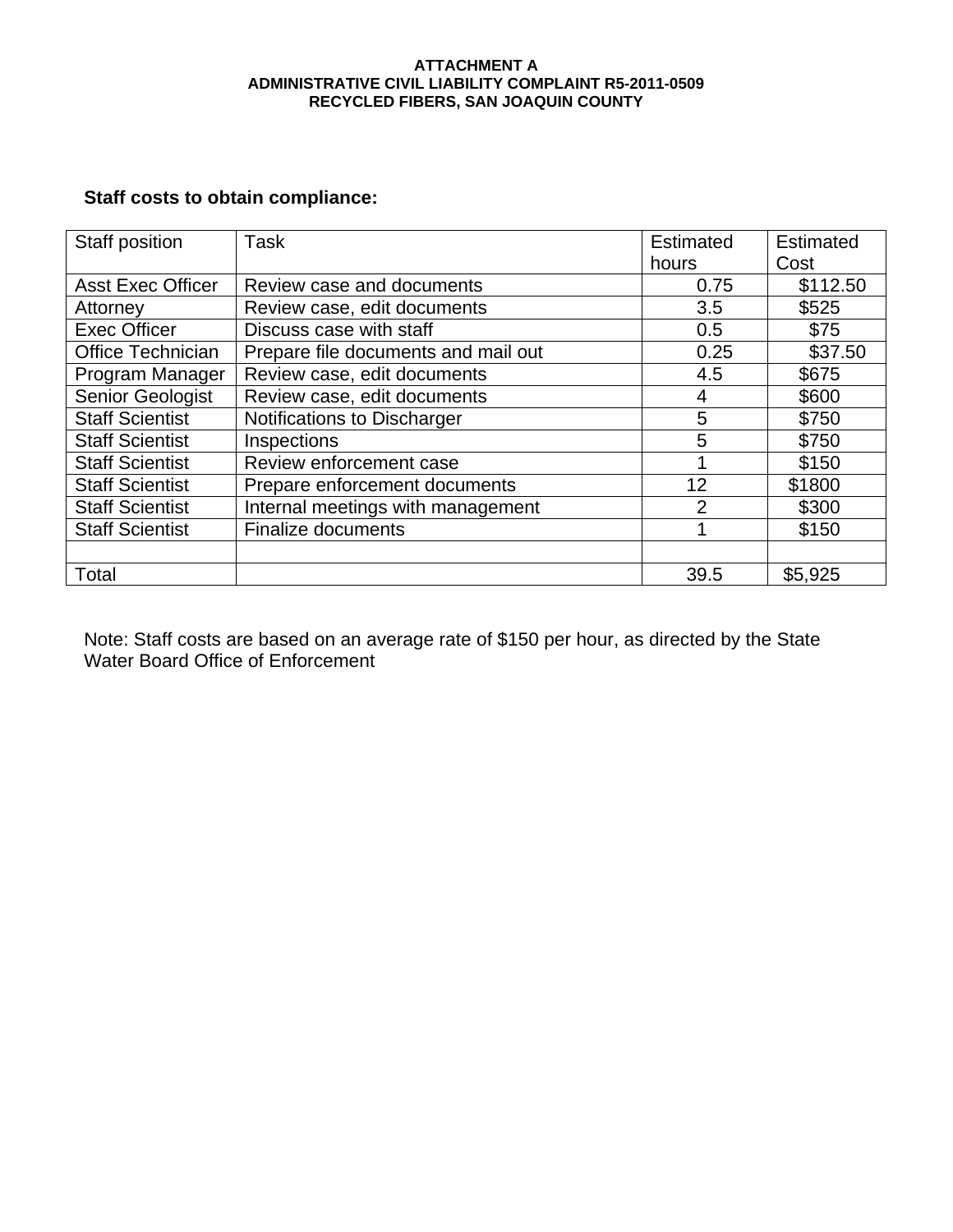**ATTACHMENT A**
**ADMINISTRATIVE CIVIL LIABILITY COMPLAINT R5-2011-0509**
**RECYCLED FIBERS, SAN JOAQUIN COUNTY**

**Staff costs to obtain compliance:**

| Staff position | Task | Estimated hours | Estimated Cost |
|---|---|---|---|
| Asst Exec Officer | Review case and documents | 0.75 | $112.50 |
| Attorney | Review case, edit documents | 3.5 | $525 |
| Exec Officer | Discuss case with staff | 0.5 | $75 |
| Office Technician | Prepare file documents and mail out | 0.25 | $37.50 |
| Program Manager | Review case, edit documents | 4.5 | $675 |
| Senior Geologist | Review case, edit documents | 4 | $600 |
| Staff Scientist | Notifications to Discharger | 5 | $750 |
| Staff Scientist | Inspections | 5 | $750 |
| Staff Scientist | Review enforcement case | 1 | $150 |
| Staff Scientist | Prepare enforcement documents | 12 | $1800 |
| Staff Scientist | Internal meetings with management | 2 | $300 |
| Staff Scientist | Finalize documents | 1 | $150 |
| | | | |
| Total | | 39.5 | $5,925 |

Note: Staff costs are based on an average rate of $150 per hour, as directed by the State Water Board Office of Enforcement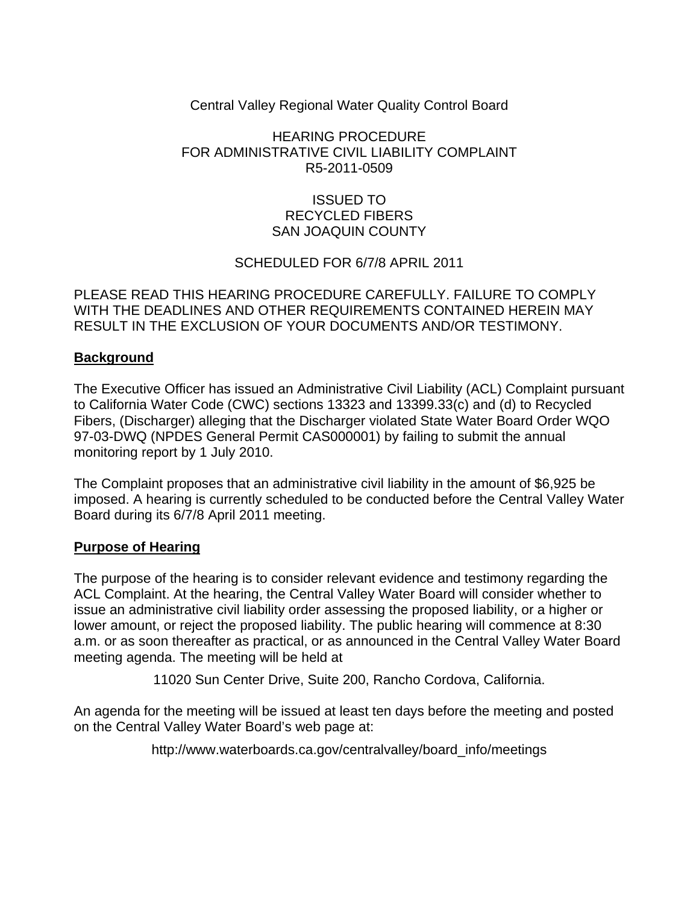Central Valley Regional Water Quality Control Board

HEARING PROCEDURE
FOR ADMINISTRATIVE CIVIL LIABILITY COMPLAINT
R5-2011-0509

ISSUED TO
RECYCLED FIBERS
SAN JOAQUIN COUNTY

SCHEDULED FOR 6/7/8 APRIL 2011

PLEASE READ THIS HEARING PROCEDURE CAREFULLY. FAILURE TO COMPLY WITH THE DEADLINES AND OTHER REQUIREMENTS CONTAINED HEREIN MAY RESULT IN THE EXCLUSION OF YOUR DOCUMENTS AND/OR TESTIMONY.

**Background**

The Executive Officer has issued an Administrative Civil Liability (ACL) Complaint pursuant to California Water Code (CWC) sections 13323 and 13399.33(c) and (d) to Recycled Fibers, (Discharger) alleging that the Discharger violated State Water Board Order WQO 97-03-DWQ (NPDES General Permit CAS000001) by failing to submit the annual monitoring report by 1 July 2010.

The Complaint proposes that an administrative civil liability in the amount of $6,925 be imposed. A hearing is currently scheduled to be conducted before the Central Valley Water Board during its 6/7/8 April 2011 meeting.

**Purpose of Hearing**

The purpose of the hearing is to consider relevant evidence and testimony regarding the ACL Complaint. At the hearing, the Central Valley Water Board will consider whether to issue an administrative civil liability order assessing the proposed liability, or a higher or lower amount, or reject the proposed liability. The public hearing will commence at 8:30 a.m. or as soon thereafter as practical, or as announced in the Central Valley Water Board meeting agenda. The meeting will be held at

11020 Sun Center Drive, Suite 200, Rancho Cordova, California.

An agenda for the meeting will be issued at least ten days before the meeting and posted on the Central Valley Water Board's web page at:

http://www.waterboards.ca.gov/centralvalley/board_info/meetings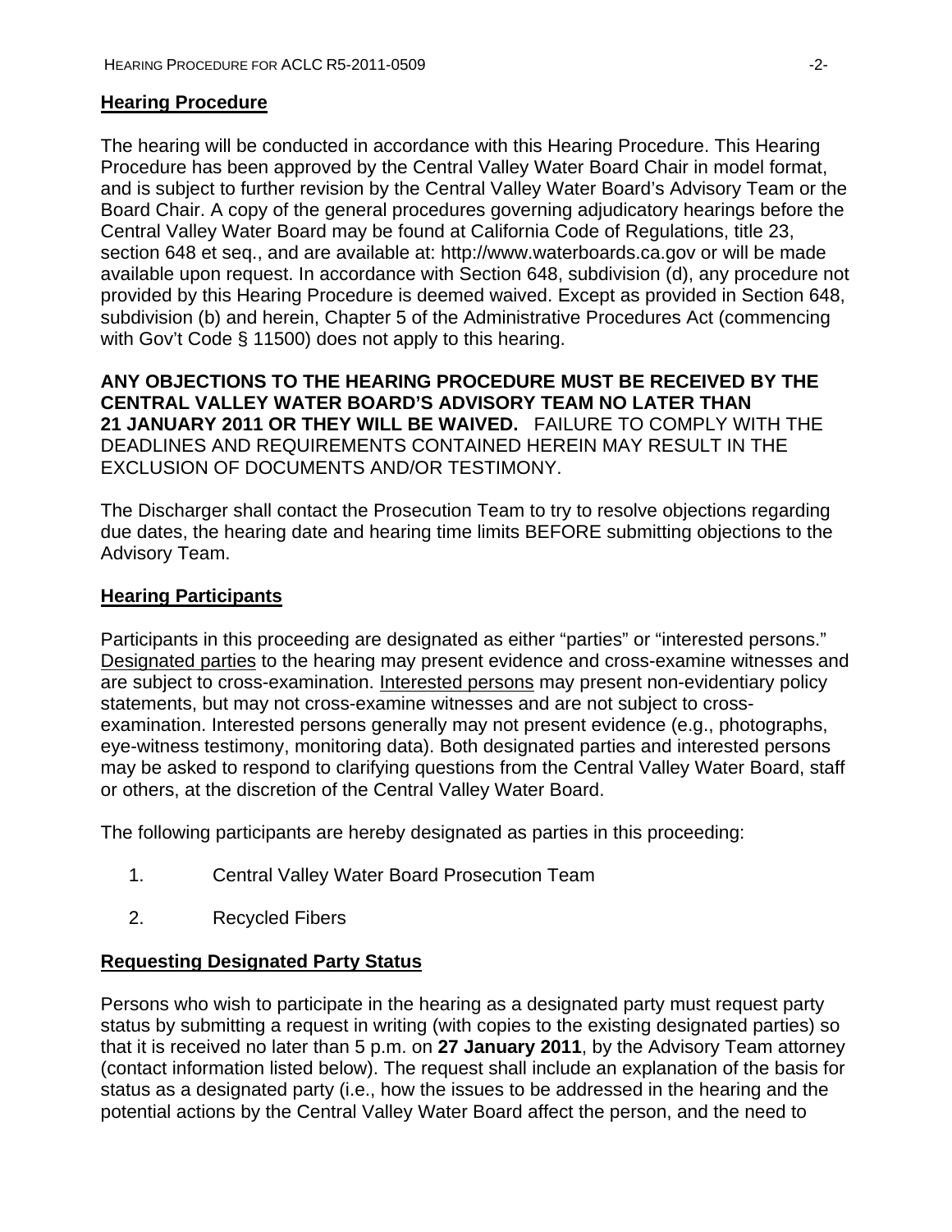## Hearing Procedure

The hearing will be conducted in accordance with this Hearing Procedure. This Hearing Procedure has been approved by the Central Valley Water Board Chair in model format, and is subject to further revision by the Central Valley Water Board's Advisory Team or the Board Chair. A copy of the general procedures governing adjudicatory hearings before the Central Valley Water Board may be found at California Code of Regulations, title 23, section 648 et seq., and are available at: http://www.waterboards.ca.gov or will be made available upon request. In accordance with Section 648, subdivision (d), any procedure not provided by this Hearing Procedure is deemed waived. Except as provided in Section 648, subdivision (b) and herein, Chapter 5 of the Administrative Procedures Act (commencing with Gov't Code § 11500) does not apply to this hearing.

**ANY OBJECTIONS TO THE HEARING PROCEDURE MUST BE RECEIVED BY THE CENTRAL VALLEY WATER BOARD'S ADVISORY TEAM NO LATER THAN 21 JANUARY 2011 OR THEY WILL BE WAIVED.** FAILURE TO COMPLY WITH THE DEADLINES AND REQUIREMENTS CONTAINED HEREIN MAY RESULT IN THE EXCLUSION OF DOCUMENTS AND/OR TESTIMONY.

The Discharger shall contact the Prosecution Team to try to resolve objections regarding due dates, the hearing date and hearing time limits BEFORE submitting objections to the Advisory Team.

## Hearing Participants

Participants in this proceeding are designated as either "parties" or "interested persons." Designated parties to the hearing may present evidence and cross-examine witnesses and are subject to cross-examination. Interested persons may present non-evidentiary policy statements, but may not cross-examine witnesses and are not subject to cross-examination. Interested persons generally may not present evidence (e.g., photographs, eye-witness testimony, monitoring data). Both designated parties and interested persons may be asked to respond to clarifying questions from the Central Valley Water Board, staff or others, at the discretion of the Central Valley Water Board.

The following participants are hereby designated as parties in this proceeding:

1. Central Valley Water Board Prosecution Team
2. Recycled Fibers

## Requesting Designated Party Status

Persons who wish to participate in the hearing as a designated party must request party status by submitting a request in writing (with copies to the existing designated parties) so that it is received no later than 5 p.m. on **27 January 2011**, by the Advisory Team attorney (contact information listed below). The request shall include an explanation of the basis for status as a designated party (i.e., how the issues to be addressed in the hearing and the potential actions by the Central Valley Water Board affect the person, and the need to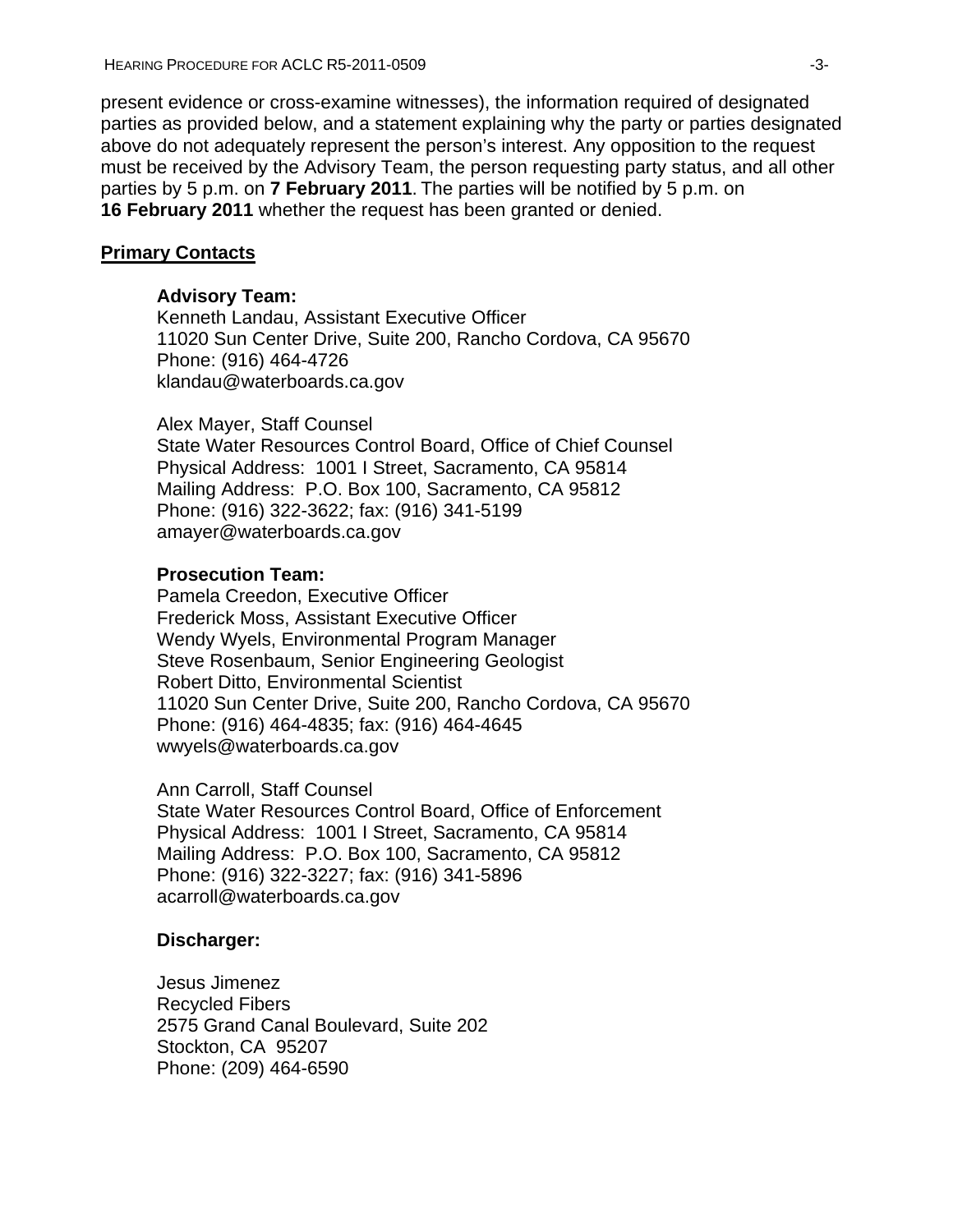present evidence or cross-examine witnesses), the information required of designated parties as provided below, and a statement explaining why the party or parties designated above do not adequately represent the person's interest. Any opposition to the request must be received by the Advisory Team, the person requesting party status, and all other parties by 5 p.m. on **7 February 2011**. The parties will be notified by 5 p.m. on **16 February 2011** whether the request has been granted or denied.

**Primary Contacts**

**Advisory Team:**
Kenneth Landau, Assistant Executive Officer
11020 Sun Center Drive, Suite 200, Rancho Cordova, CA 95670
Phone: (916) 464-4726
klandau@waterboards.ca.gov

Alex Mayer, Staff Counsel
State Water Resources Control Board, Office of Chief Counsel
Physical Address: 1001 I Street, Sacramento, CA 95814
Mailing Address: P.O. Box 100, Sacramento, CA 95812
Phone: (916) 322-3622; fax: (916) 341-5199
amayer@waterboards.ca.gov

**Prosecution Team:**
Pamela Creedon, Executive Officer
Frederick Moss, Assistant Executive Officer
Wendy Wyels, Environmental Program Manager
Steve Rosenbaum, Senior Engineering Geologist
Robert Ditto, Environmental Scientist
11020 Sun Center Drive, Suite 200, Rancho Cordova, CA 95670
Phone: (916) 464-4835; fax: (916) 464-4645
wwyels@waterboards.ca.gov

Ann Carroll, Staff Counsel
State Water Resources Control Board, Office of Enforcement
Physical Address: 1001 I Street, Sacramento, CA 95814
Mailing Address: P.O. Box 100, Sacramento, CA 95812
Phone: (916) 322-3227; fax: (916) 341-5896
acarroll@waterboards.ca.gov

**Discharger:**

Jesus Jimenez
Recycled Fibers
2575 Grand Canal Boulevard, Suite 202
Stockton, CA 95207
Phone: (209) 464-6590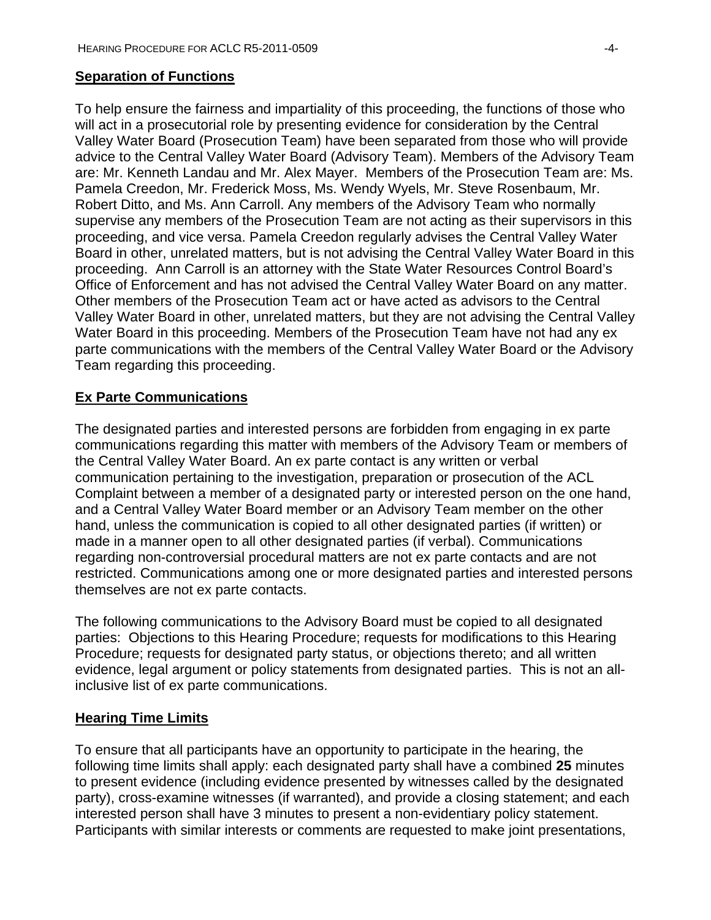## **Separation of Functions**

To help ensure the fairness and impartiality of this proceeding, the functions of those who will act in a prosecutorial role by presenting evidence for consideration by the Central Valley Water Board (Prosecution Team) have been separated from those who will provide advice to the Central Valley Water Board (Advisory Team). Members of the Advisory Team are: Mr. Kenneth Landau and Mr. Alex Mayer. Members of the Prosecution Team are: Ms. Pamela Creedon, Mr. Frederick Moss, Ms. Wendy Wyels, Mr. Steve Rosenbaum, Mr. Robert Ditto, and Ms. Ann Carroll. Any members of the Advisory Team who normally supervise any members of the Prosecution Team are not acting as their supervisors in this proceeding, and vice versa. Pamela Creedon regularly advises the Central Valley Water Board in other, unrelated matters, but is not advising the Central Valley Water Board in this proceeding. Ann Carroll is an attorney with the State Water Resources Control Board's Office of Enforcement and has not advised the Central Valley Water Board on any matter. Other members of the Prosecution Team act or have acted as advisors to the Central Valley Water Board in other, unrelated matters, but they are not advising the Central Valley Water Board in this proceeding. Members of the Prosecution Team have not had any ex parte communications with the members of the Central Valley Water Board or the Advisory Team regarding this proceeding.

## **Ex Parte Communications**

The designated parties and interested persons are forbidden from engaging in ex parte communications regarding this matter with members of the Advisory Team or members of the Central Valley Water Board. An ex parte contact is any written or verbal communication pertaining to the investigation, preparation or prosecution of the ACL Complaint between a member of a designated party or interested person on the one hand, and a Central Valley Water Board member or an Advisory Team member on the other hand, unless the communication is copied to all other designated parties (if written) or made in a manner open to all other designated parties (if verbal). Communications regarding non-controversial procedural matters are not ex parte contacts and are not restricted. Communications among one or more designated parties and interested persons themselves are not ex parte contacts.

The following communications to the Advisory Board must be copied to all designated parties: Objections to this Hearing Procedure; requests for modifications to this Hearing Procedure; requests for designated party status, or objections thereto; and all written evidence, legal argument or policy statements from designated parties. This is not an all-inclusive list of ex parte communications.

## **Hearing Time Limits**

To ensure that all participants have an opportunity to participate in the hearing, the following time limits shall apply: each designated party shall have a combined **25** minutes to present evidence (including evidence presented by witnesses called by the designated party), cross-examine witnesses (if warranted), and provide a closing statement; and each interested person shall have 3 minutes to present a non-evidentiary policy statement. Participants with similar interests or comments are requested to make joint presentations,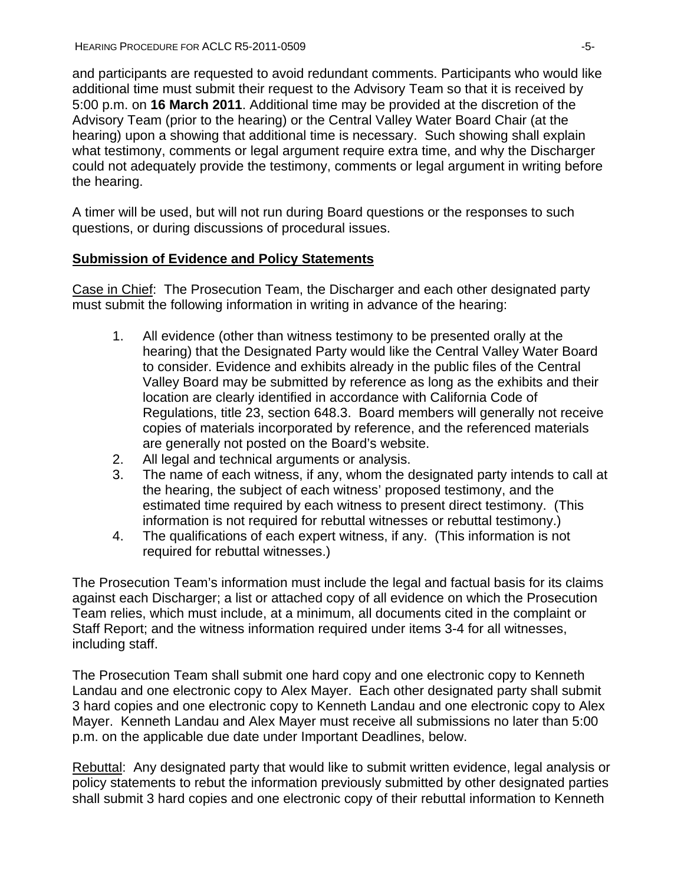and participants are requested to avoid redundant comments. Participants who would like additional time must submit their request to the Advisory Team so that it is received by 5:00 p.m. on **16 March 2011**. Additional time may be provided at the discretion of the Advisory Team (prior to the hearing) or the Central Valley Water Board Chair (at the hearing) upon a showing that additional time is necessary. Such showing shall explain what testimony, comments or legal argument require extra time, and why the Discharger could not adequately provide the testimony, comments or legal argument in writing before the hearing.

A timer will be used, but will not run during Board questions or the responses to such questions, or during discussions of procedural issues.

## Submission of Evidence and Policy Statements

Case in Chief: The Prosecution Team, the Discharger and each other designated party must submit the following information in writing in advance of the hearing:

1. All evidence (other than witness testimony to be presented orally at the hearing) that the Designated Party would like the Central Valley Water Board to consider. Evidence and exhibits already in the public files of the Central Valley Board may be submitted by reference as long as the exhibits and their location are clearly identified in accordance with California Code of Regulations, title 23, section 648.3. Board members will generally not receive copies of materials incorporated by reference, and the referenced materials are generally not posted on the Board's website.
2. All legal and technical arguments or analysis.
3. The name of each witness, if any, whom the designated party intends to call at the hearing, the subject of each witness' proposed testimony, and the estimated time required by each witness to present direct testimony. (This information is not required for rebuttal witnesses or rebuttal testimony.)
4. The qualifications of each expert witness, if any. (This information is not required for rebuttal witnesses.)

The Prosecution Team's information must include the legal and factual basis for its claims against each Discharger; a list or attached copy of all evidence on which the Prosecution Team relies, which must include, at a minimum, all documents cited in the complaint or Staff Report; and the witness information required under items 3-4 for all witnesses, including staff.

The Prosecution Team shall submit one hard copy and one electronic copy to Kenneth Landau and one electronic copy to Alex Mayer. Each other designated party shall submit 3 hard copies and one electronic copy to Kenneth Landau and one electronic copy to Alex Mayer. Kenneth Landau and Alex Mayer must receive all submissions no later than 5:00 p.m. on the applicable due date under Important Deadlines, below.

Rebuttal: Any designated party that would like to submit written evidence, legal analysis or policy statements to rebut the information previously submitted by other designated parties shall submit 3 hard copies and one electronic copy of their rebuttal information to Kenneth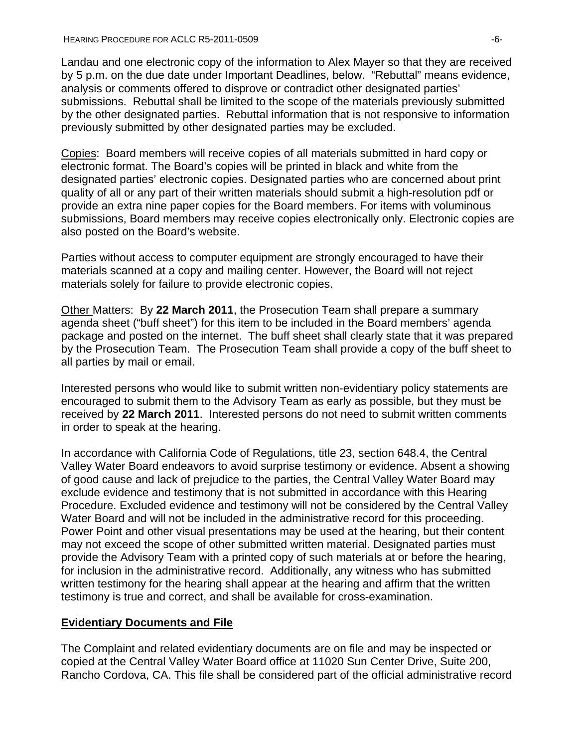Landau and one electronic copy of the information to Alex Mayer so that they are received by 5 p.m. on the due date under Important Deadlines, below. "Rebuttal" means evidence, analysis or comments offered to disprove or contradict other designated parties' submissions. Rebuttal shall be limited to the scope of the materials previously submitted by the other designated parties. Rebuttal information that is not responsive to information previously submitted by other designated parties may be excluded.

Copies: Board members will receive copies of all materials submitted in hard copy or electronic format. The Board's copies will be printed in black and white from the designated parties' electronic copies. Designated parties who are concerned about print quality of all or any part of their written materials should submit a high-resolution pdf or provide an extra nine paper copies for the Board members. For items with voluminous submissions, Board members may receive copies electronically only. Electronic copies are also posted on the Board's website.

Parties without access to computer equipment are strongly encouraged to have their materials scanned at a copy and mailing center. However, the Board will not reject materials solely for failure to provide electronic copies.

Other Matters: By **22 March 2011**, the Prosecution Team shall prepare a summary agenda sheet ("buff sheet") for this item to be included in the Board members' agenda package and posted on the internet. The buff sheet shall clearly state that it was prepared by the Prosecution Team. The Prosecution Team shall provide a copy of the buff sheet to all parties by mail or email.

Interested persons who would like to submit written non-evidentiary policy statements are encouraged to submit them to the Advisory Team as early as possible, but they must be received by **22 March 2011**. Interested persons do not need to submit written comments in order to speak at the hearing.

In accordance with California Code of Regulations, title 23, section 648.4, the Central Valley Water Board endeavors to avoid surprise testimony or evidence. Absent a showing of good cause and lack of prejudice to the parties, the Central Valley Water Board may exclude evidence and testimony that is not submitted in accordance with this Hearing Procedure. Excluded evidence and testimony will not be considered by the Central Valley Water Board and will not be included in the administrative record for this proceeding. Power Point and other visual presentations may be used at the hearing, but their content may not exceed the scope of other submitted written material. Designated parties must provide the Advisory Team with a printed copy of such materials at or before the hearing, for inclusion in the administrative record. Additionally, any witness who has submitted written testimony for the hearing shall appear at the hearing and affirm that the written testimony is true and correct, and shall be available for cross-examination.

## Evidentiary Documents and File

The Complaint and related evidentiary documents are on file and may be inspected or copied at the Central Valley Water Board office at 11020 Sun Center Drive, Suite 200, Rancho Cordova, CA. This file shall be considered part of the official administrative record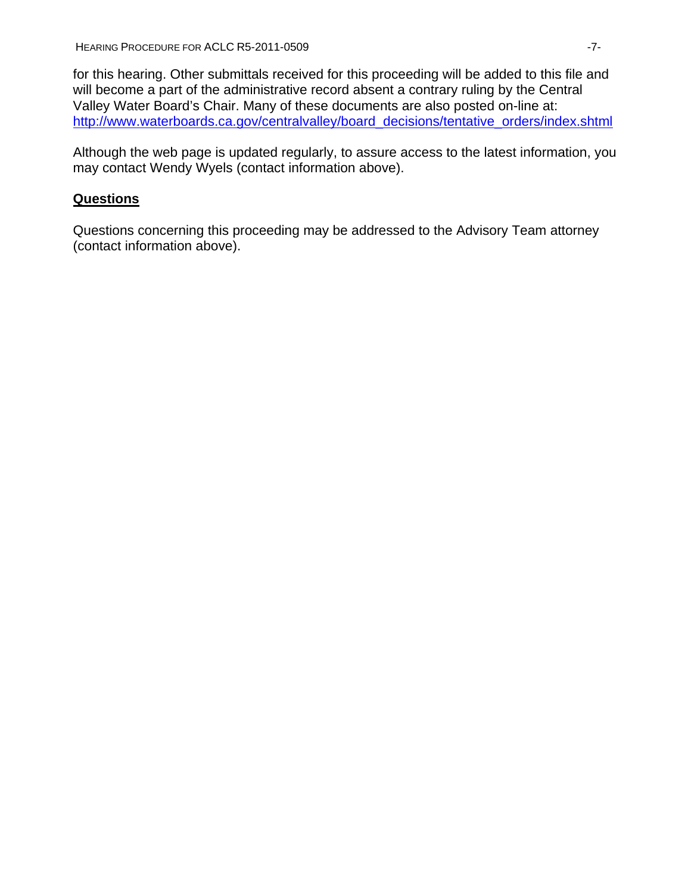for this hearing. Other submittals received for this proceeding will be added to this file and will become a part of the administrative record absent a contrary ruling by the Central Valley Water Board's Chair. Many of these documents are also posted on-line at: http://www.waterboards.ca.gov/centralvalley/board_decisions/tentative_orders/index.shtml

Although the web page is updated regularly, to assure access to the latest information, you may contact Wendy Wyels (contact information above).

## Questions

Questions concerning this proceeding may be addressed to the Advisory Team attorney (contact information above).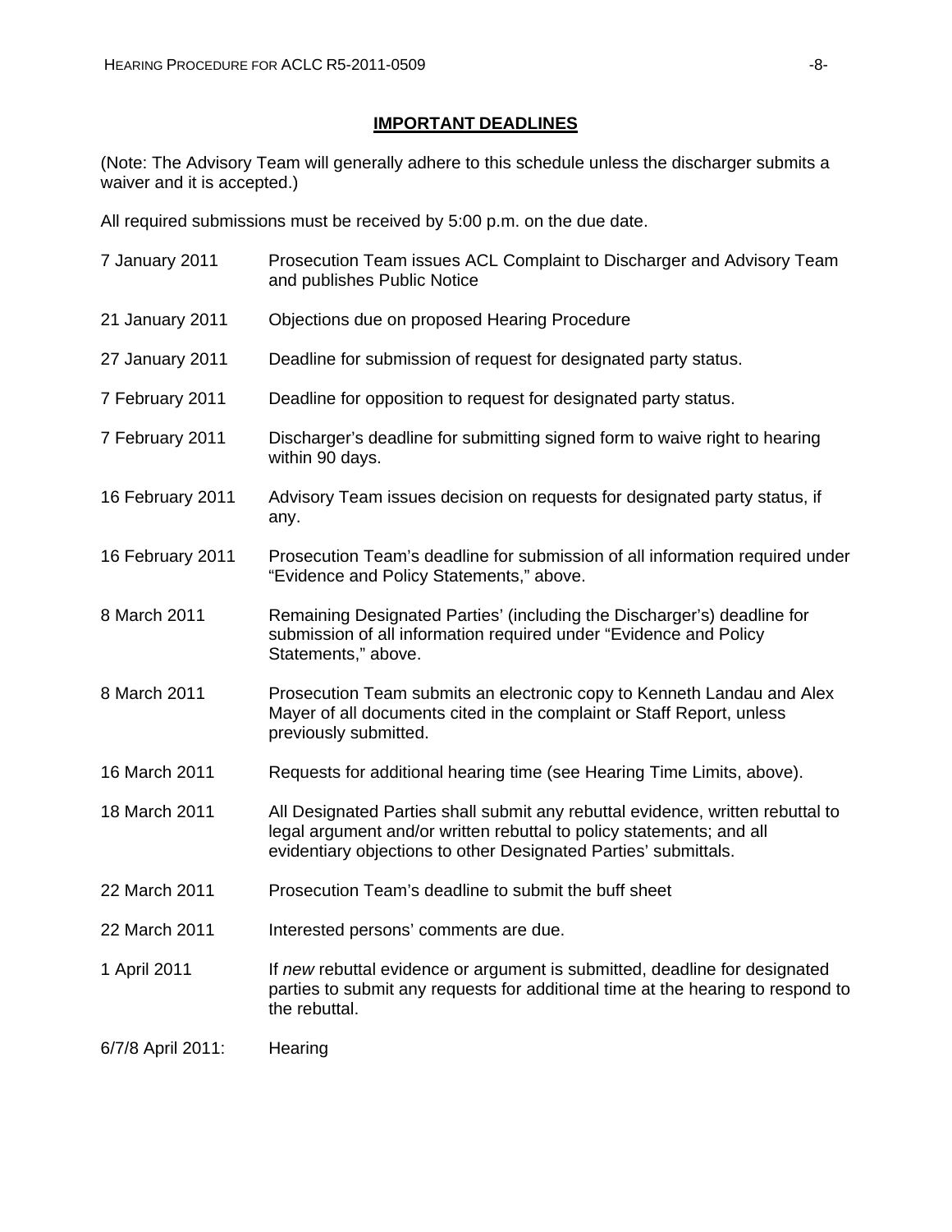## IMPORTANT DEADLINES

(Note: The Advisory Team will generally adhere to this schedule unless the discharger submits a waiver and it is accepted.)

All required submissions must be received by 5:00 p.m. on the due date.

| | |
|---|---|
| 7 January 2011 | Prosecution Team issues ACL Complaint to Discharger and Advisory Team and publishes Public Notice |
| 21 January 2011 | Objections due on proposed Hearing Procedure |
| 27 January 2011 | Deadline for submission of request for designated party status. |
| 7 February 2011 | Deadline for opposition to request for designated party status. |
| 7 February 2011 | Discharger's deadline for submitting signed form to waive right to hearing within 90 days. |
| 16 February 2011 | Advisory Team issues decision on requests for designated party status, if any. |
| 16 February 2011 | Prosecution Team's deadline for submission of all information required under "Evidence and Policy Statements," above. |
| 8 March 2011 | Remaining Designated Parties' (including the Discharger's) deadline for submission of all information required under "Evidence and Policy Statements," above. |
| 8 March 2011 | Prosecution Team submits an electronic copy to Kenneth Landau and Alex Mayer of all documents cited in the complaint or Staff Report, unless previously submitted. |
| 16 March 2011 | Requests for additional hearing time (see Hearing Time Limits, above). |
| 18 March 2011 | All Designated Parties shall submit any rebuttal evidence, written rebuttal to legal argument and/or written rebuttal to policy statements; and all evidentiary objections to other Designated Parties' submittals. |
| 22 March 2011 | Prosecution Team's deadline to submit the buff sheet |
| 22 March 2011 | Interested persons' comments are due. |
| 1 April 2011 | If *new* rebuttal evidence or argument is submitted, deadline for designated parties to submit any requests for additional time at the hearing to respond to the rebuttal. |
| 6/7/8 April 2011: | Hearing |